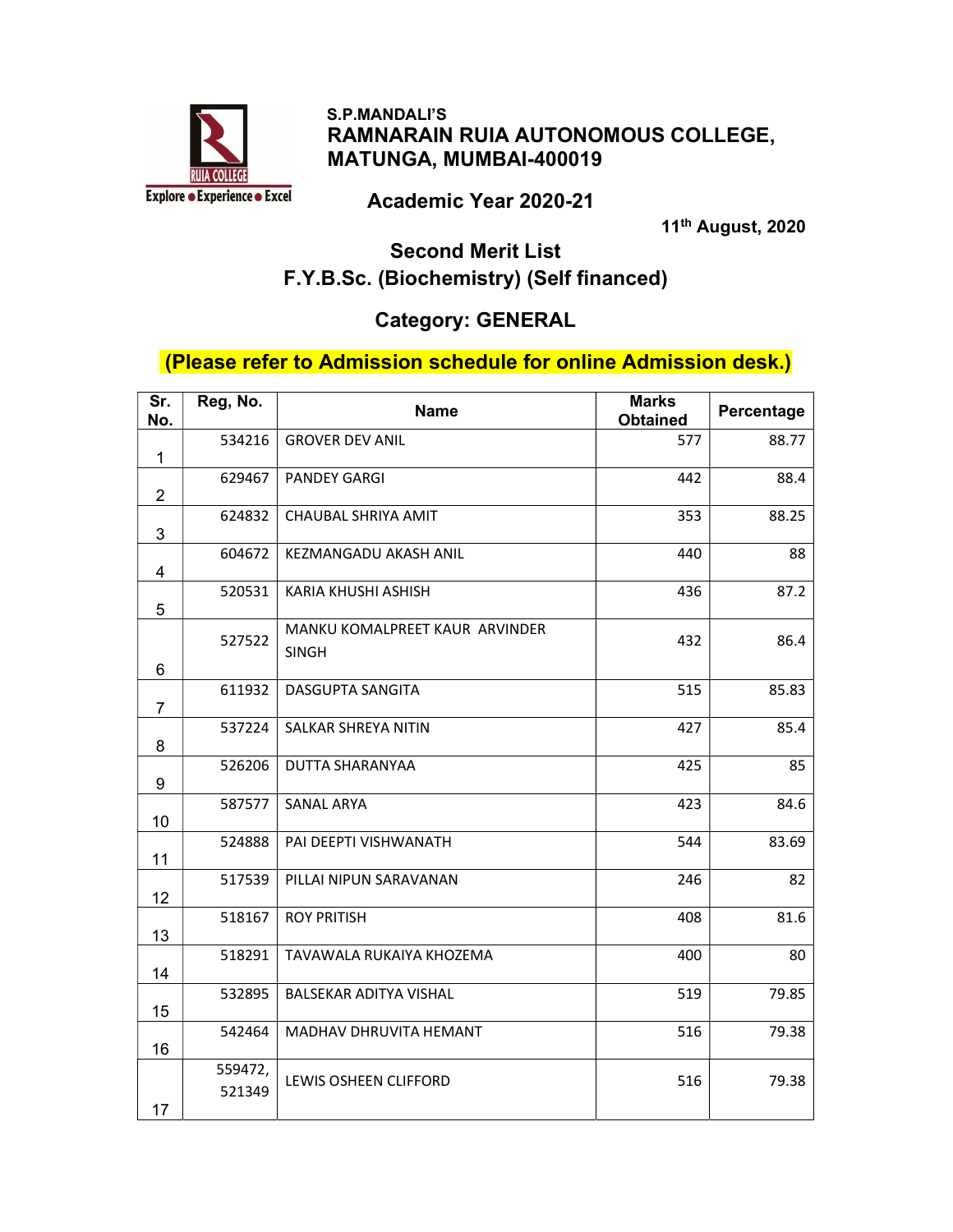S.P.MANDALI'S
## RAMNARAIN RUIA AUTONOMOUS COLLEGE, MATUNGA, MUMBAI-400019

RUIA COLLEGE
Explore ● Experience ● Excel

### Academic Year 2020-21

11th August, 2020

## Second Merit List
## F.Y.B.Sc. (Biochemistry) (Self financed)

### Category: GENERAL

**(Please refer to Admission schedule for online Admission desk.)**

| Sr. No. | Reg, No. | Name | Marks Obtained | Percentage |
|---|---|---|---|---|
| 1 | 534216 | GROVER DEV ANIL | 577 | 88.77 |
| 2 | 629467 | PANDEY GARGI | 442 | 88.4 |
| 3 | 624832 | CHAUBAL SHRIYA AMIT | 353 | 88.25 |
| 4 | 604672 | KEZMANGADU AKASH ANIL | 440 | 88 |
| 5 | 520531 | KARIA KHUSHI ASHISH | 436 | 87.2 |
| 6 | 527522 | MANKU KOMALPREET KAUR ARVINDER SINGH | 432 | 86.4 |
| 7 | 611932 | DASGUPTA SANGITA | 515 | 85.83 |
| 8 | 537224 | SALKAR SHREYA NITIN | 427 | 85.4 |
| 9 | 526206 | DUTTA SHARANYAA | 425 | 85 |
| 10 | 587577 | SANAL ARYA | 423 | 84.6 |
| 11 | 524888 | PAI DEEPTI VISHWANATH | 544 | 83.69 |
| 12 | 517539 | PILLAI NIPUN SARAVANAN | 246 | 82 |
| 13 | 518167 | ROY PRITISH | 408 | 81.6 |
| 14 | 518291 | TAVAWALA RUKAIYA KHOZEMA | 400 | 80 |
| 15 | 532895 | BALSEKAR ADITYA VISHAL | 519 | 79.85 |
| 16 | 542464 | MADHAV DHRUVITA HEMANT | 516 | 79.38 |
| 17 | 559472, 521349 | LEWIS OSHEEN CLIFFORD | 516 | 79.38 |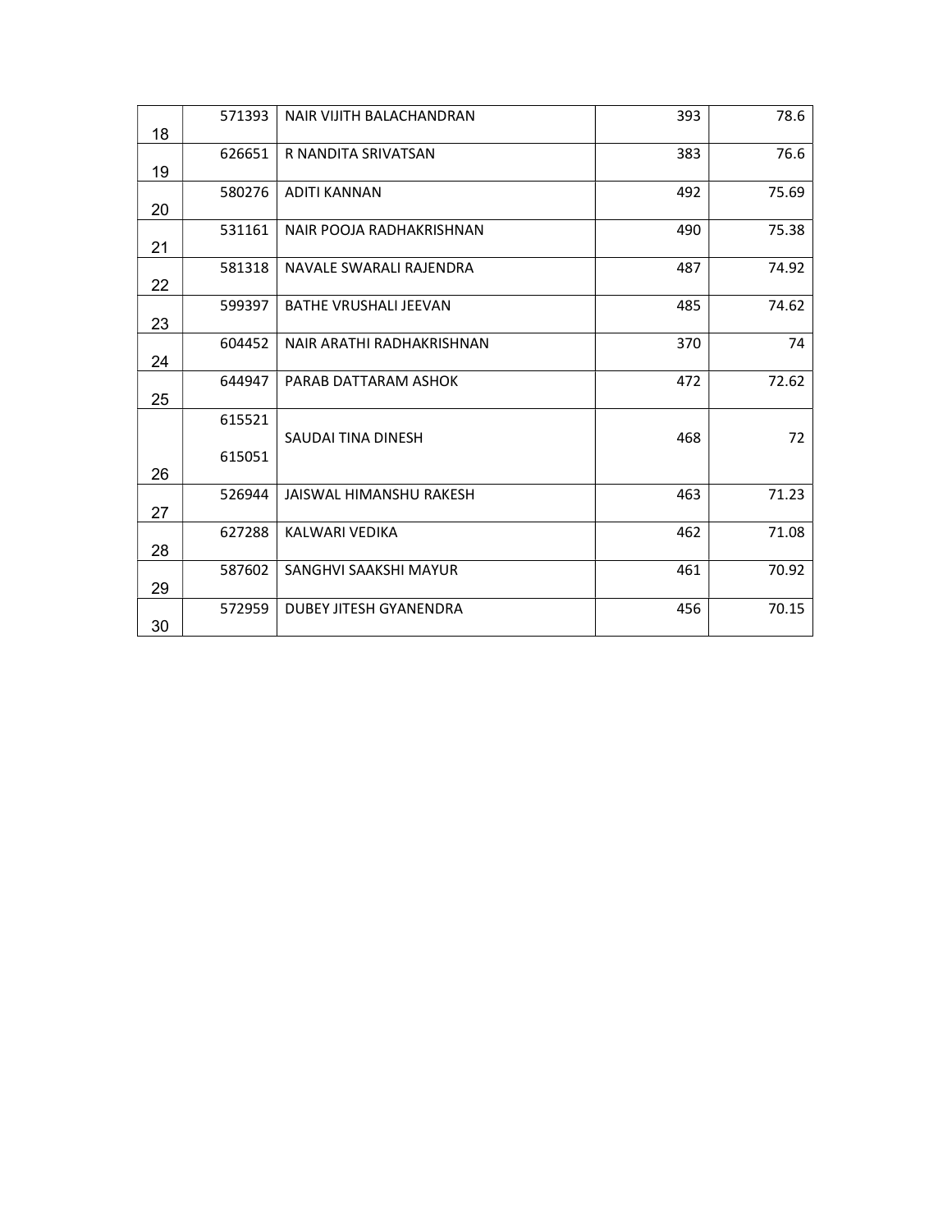| | | | | |
|---|---|---|---|---|
| 18 | 571393 | NAIR VIJITH BALACHANDRAN | 393 | 78.6 |
| 19 | 626651 | R NANDITA SRIVATSAN | 383 | 76.6 |
| 20 | 580276 | ADITI KANNAN | 492 | 75.69 |
| 21 | 531161 | NAIR POOJA RADHAKRISHNAN | 490 | 75.38 |
| 22 | 581318 | NAVALE SWARALI RAJENDRA | 487 | 74.92 |
| 23 | 599397 | BATHE VRUSHALI JEEVAN | 485 | 74.62 |
| 24 | 604452 | NAIR ARATHI RADHAKRISHNAN | 370 | 74 |
| 25 | 644947 | PARAB DATTARAM ASHOK | 472 | 72.62 |
| 26 | 615521 615051 | SAUDAI TINA DINESH | 468 | 72 |
| 27 | 526944 | JAISWAL HIMANSHU RAKESH | 463 | 71.23 |
| 28 | 627288 | KALWARI VEDIKA | 462 | 71.08 |
| 29 | 587602 | SANGHVI SAAKSHI MAYUR | 461 | 70.92 |
| 30 | 572959 | DUBEY JITESH GYANENDRA | 456 | 70.15 |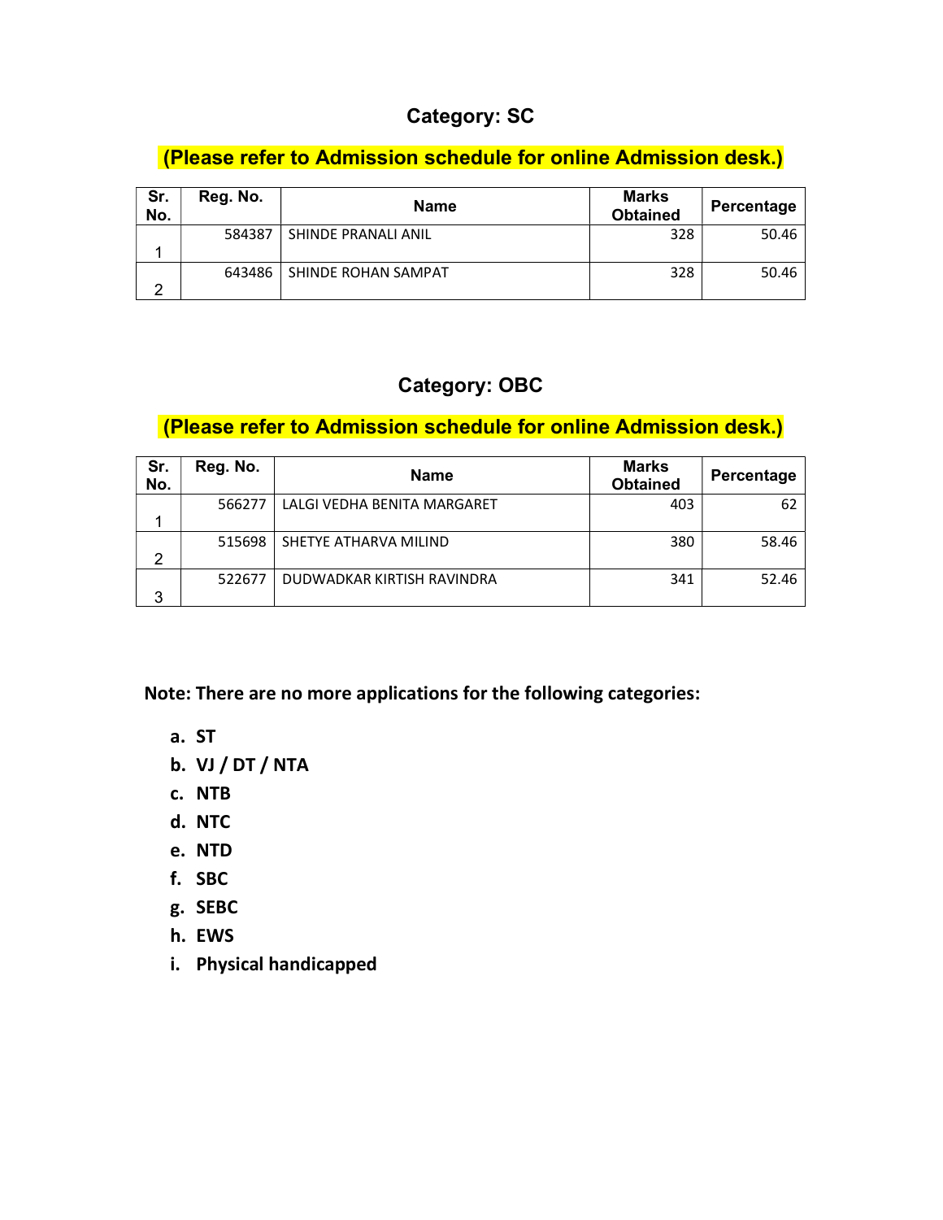## Category: SC

**(Please refer to Admission schedule for online Admission desk.)**

| Sr. No. | Reg. No. | Name | Marks Obtained | Percentage |
|---|---|---|---|---|
| 1 | 584387 | SHINDE PRANALI ANIL | 328 | 50.46 |
| 2 | 643486 | SHINDE ROHAN SAMPAT | 328 | 50.46 |

## Category: OBC

**(Please refer to Admission schedule for online Admission desk.)**

| Sr. No. | Reg. No. | Name | Marks Obtained | Percentage |
|---|---|---|---|---|
| 1 | 566277 | LALGI VEDHA BENITA MARGARET | 403 | 62 |
| 2 | 515698 | SHETYE ATHARVA MILIND | 380 | 58.46 |
| 3 | 522677 | DUDWADKAR KIRTISH RAVINDRA | 341 | 52.46 |

**Note: There are no more applications for the following categories:**

a. **ST**
b. **VJ / DT / NTA**
c. **NTB**
d. **NTC**
e. **NTD**
f. **SBC**
g. **SEBC**
h. **EWS**
i. **Physical handicapped**